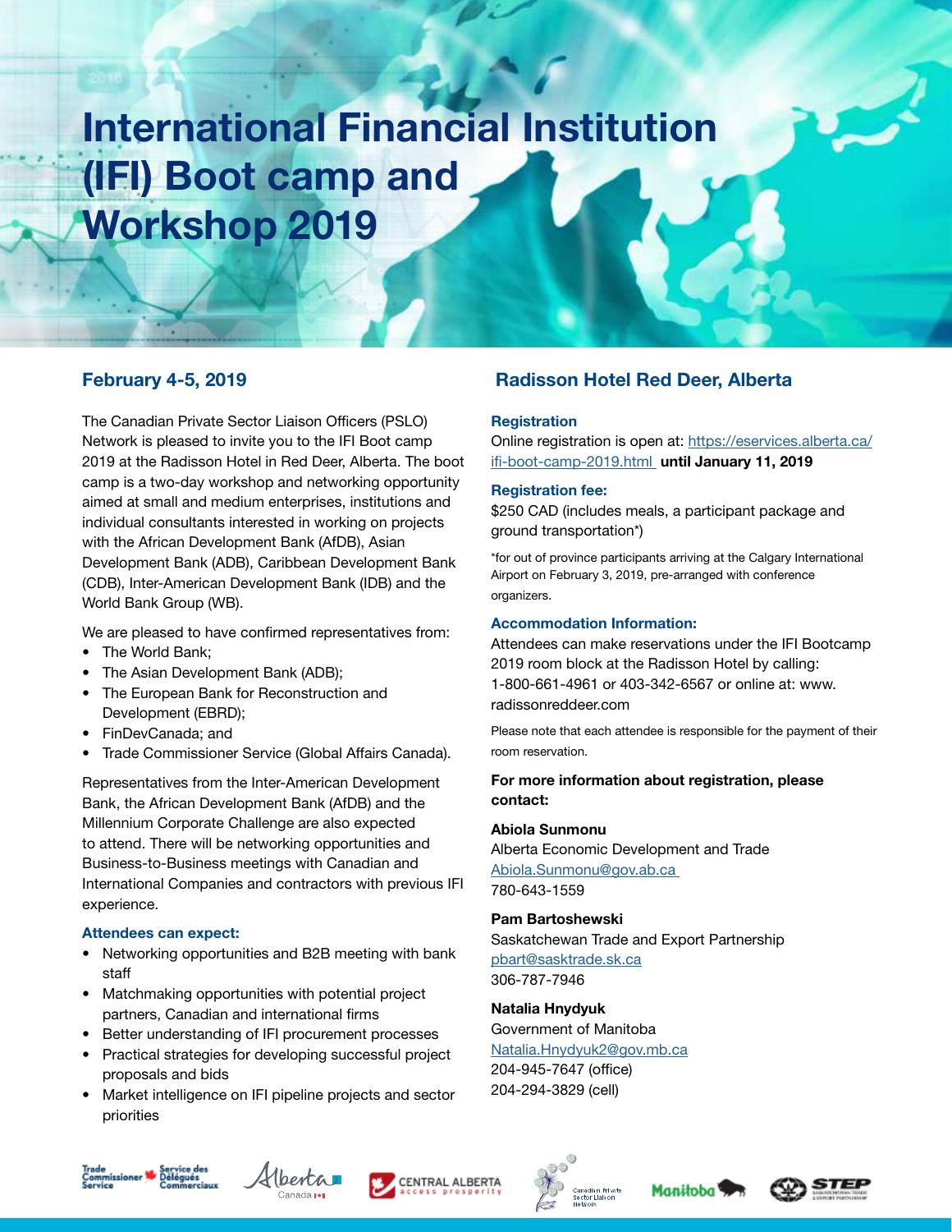# International Financial Institution (IFI) Boot camp and Workshop 2019

## February 4-5, 2019

The Canadian Private Sector Liaison Officers (PSLO) Network is pleased to invite you to the IFI Boot camp 2019 at the Radisson Hotel in Red Deer, Alberta. The boot camp is a two-day workshop and networking opportunity aimed at small and medium enterprises, institutions and individual consultants interested in working on projects with the African Development Bank (AfDB), Asian Development Bank (ADB), Caribbean Development Bank (CDB), Inter-American Development Bank (IDB) and the World Bank Group (WB).

We are pleased to have confirmed representatives from:

- The World Bank;
- The Asian Development Bank (ADB);
- The European Bank for Reconstruction and Development (EBRD);
- FinDevCanada; and
- Trade Commissioner Service (Global Affairs Canada).

Representatives from the Inter-American Development Bank, the African Development Bank (AfDB) and the Millennium Corporate Challenge are also expected to attend. There will be networking opportunities and Business-to-Business meetings with Canadian and International Companies and contractors with previous IFI experience.

### Attendees can expect:

- Networking opportunities and B2B meeting with bank staff
- Matchmaking opportunities with potential project partners, Canadian and international firms
- Better understanding of IFI procurement processes
- Practical strategies for developing successful project proposals and bids
- Market intelligence on IFI pipeline projects and sector priorities

## Radisson Hotel Red Deer, Alberta

### Registration

Online registration is open at: https://eservices.alberta.ca/ifi-boot-camp-2019.html **until January 11, 2019**

### Registration fee:

$250 CAD (includes meals, a participant package and ground transportation*)

*for out of province participants arriving at the Calgary International Airport on February 3, 2019, pre-arranged with conference organizers.

### Accommodation Information:

Attendees can make reservations under the IFI Bootcamp 2019 room block at the Radisson Hotel by calling: 1-800-661-4961 or 403-342-6567 or online at: www.radissonreddeer.com

Please note that each attendee is responsible for the payment of their room reservation.

**For more information about registration, please contact:**

**Abiola Sunmonu**
Alberta Economic Development and Trade
Abiola.Sunmonu@gov.ab.ca
780-643-1559

**Pam Bartoshewski**
Saskatchewan Trade and Export Partnership
pbart@sasktrade.sk.ca
306-787-7946

**Natalia Hnydyuk**
Government of Manitoba
Natalia.Hnydyuk2@gov.mb.ca
204-945-7647 (office)
204-294-3829 (cell)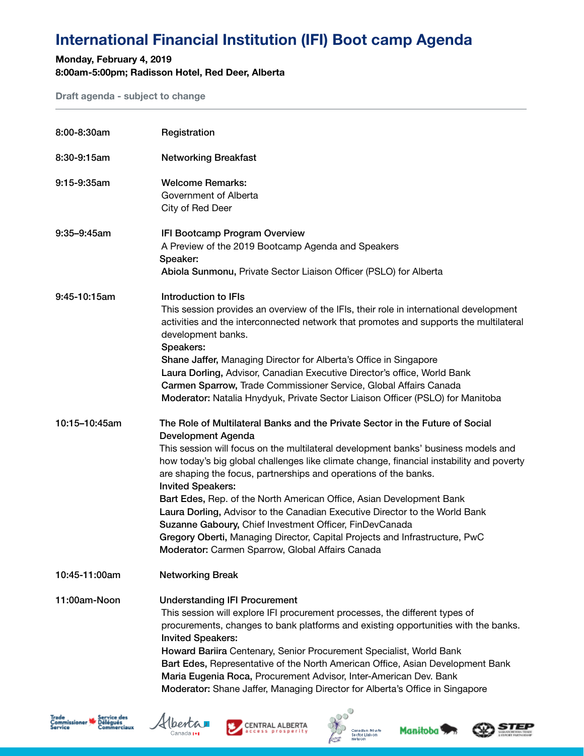# International Financial Institution (IFI) Boot camp Agenda

**Monday, February 4, 2019**
**8:00am-5:00pm; Radisson Hotel, Red Deer, Alberta**

**Draft agenda - subject to change**

---

**8:00-8:30am** — Registration

**8:30-9:15am** — Networking Breakfast

**9:15-9:35am** — Welcome Remarks:
Government of Alberta
City of Red Deer

**9:35–9:45am** — IFI Bootcamp Program Overview
A Preview of the 2019 Bootcamp Agenda and Speakers
**Speaker:**
**Abiola Sunmonu,** Private Sector Liaison Officer (PSLO) for Alberta

**9:45-10:15am** — Introduction to IFIs
This session provides an overview of the IFIs, their role in international development activities and the interconnected network that promotes and supports the multilateral development banks.
**Speakers:**
**Shane Jaffer,** Managing Director for Alberta's Office in Singapore
**Laura Dorling,** Advisor, Canadian Executive Director's office, World Bank
**Carmen Sparrow,** Trade Commissioner Service, Global Affairs Canada
**Moderator:** Natalia Hnydyuk, Private Sector Liaison Officer (PSLO) for Manitoba

**10:15–10:45am** — The Role of Multilateral Banks and the Private Sector in the Future of Social Development Agenda
This session will focus on the multilateral development banks' business models and how today's big global challenges like climate change, financial instability and poverty are shaping the focus, partnerships and operations of the banks.
**Invited Speakers:**
**Bart Edes,** Rep. of the North American Office, Asian Development Bank
**Laura Dorling,** Advisor to the Canadian Executive Director to the World Bank
**Suzanne Gaboury,** Chief Investment Officer, FinDevCanada
**Gregory Oberti,** Managing Director, Capital Projects and Infrastructure, PwC
**Moderator:** Carmen Sparrow, Global Affairs Canada

**10:45-11:00am** — Networking Break

**11:00am-Noon** — Understanding IFI Procurement
This session will explore IFI procurement processes, the different types of procurements, changes to bank platforms and existing opportunities with the banks.
**Invited Speakers:**
**Howard Bariira** Centenary, Senior Procurement Specialist, World Bank
**Bart Edes,** Representative of the North American Office, Asian Development Bank
**Maria Eugenia Roca,** Procurement Advisor, Inter-American Dev. Bank
**Moderator:** Shane Jaffer, Managing Director for Alberta's Office in Singapore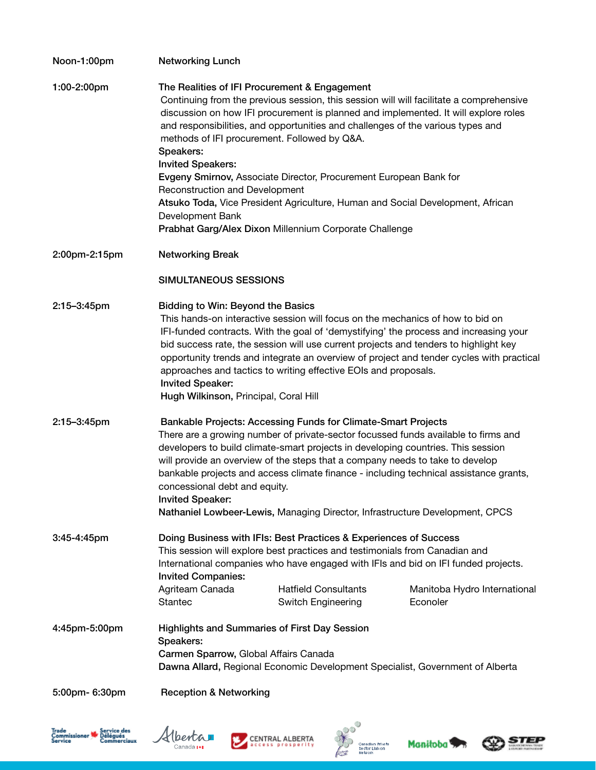**Noon-1:00pm** Networking Lunch

**1:00-2:00pm** **The Realities of IFI Procurement & Engagement**

Continuing from the previous session, this session will will facilitate a comprehensive discussion on how IFI procurement is planned and implemented. It will explore roles and responsibilities, and opportunities and challenges of the various types and methods of IFI procurement. Followed by Q&A.

**Speakers:**

**Invited Speakers:**

**Evgeny Smirnov,** Associate Director, Procurement European Bank for Reconstruction and Development

**Atsuko Toda,** Vice President Agriculture, Human and Social Development, African Development Bank

**Prabhat Garg/Alex Dixon** Millennium Corporate Challenge

**2:00pm-2:15pm** Networking Break

**SIMULTANEOUS SESSIONS**

**2:15–3:45pm** **Bidding to Win: Beyond the Basics**

This hands-on interactive session will focus on the mechanics of how to bid on IFI-funded contracts. With the goal of 'demystifying' the process and increasing your bid success rate, the session will use current projects and tenders to highlight key opportunity trends and integrate an overview of project and tender cycles with practical approaches and tactics to writing effective EOIs and proposals.

**Invited Speaker:**

**Hugh Wilkinson,** Principal, Coral Hill

**2:15–3:45pm** **Bankable Projects: Accessing Funds for Climate-Smart Projects**

There are a growing number of private-sector focussed funds available to firms and developers to build climate-smart projects in developing countries. This session will provide an overview of the steps that a company needs to take to develop bankable projects and access climate finance - including technical assistance grants, concessional debt and equity.

**Invited Speaker:**

**Nathaniel Lowbeer-Lewis,** Managing Director, Infrastructure Development, CPCS

**3:45-4:45pm** **Doing Business with IFIs: Best Practices & Experiences of Success**

This session will explore best practices and testimonials from Canadian and International companies who have engaged with IFIs and bid on IFI funded projects.

**Invited Companies:**

- Agriteam Canada
- Hatfield Consultants
- Manitoba Hydro International
- Stantec
- Switch Engineering
- Econoler

**4:45pm-5:00pm** **Highlights and Summaries of First Day Session**

**Speakers:**

**Carmen Sparrow,** Global Affairs Canada

**Dawna Allard,** Regional Economic Development Specialist, Government of Alberta

**5:00pm- 6:30pm** Reception & Networking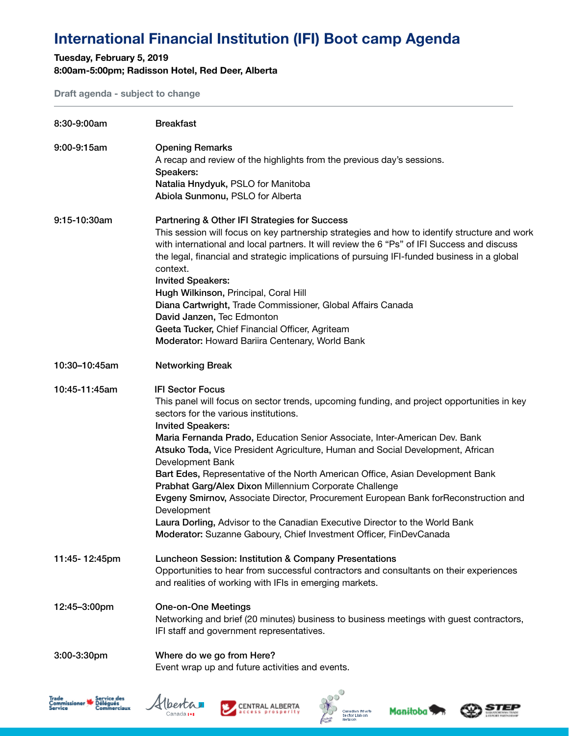# International Financial Institution (IFI) Boot camp Agenda

**Tuesday, February 5, 2019**
**8:00am-5:00pm; Radisson Hotel, Red Deer, Alberta**

**Draft agenda - subject to change**

---

| | |
|---|---|
| 8:30-9:00am | **Breakfast** |
| 9:00-9:15am | **Opening Remarks**<br>A recap and review of the highlights from the previous day's sessions.<br>**Speakers:**<br>**Natalia Hnydyuk,** PSLO for Manitoba<br>**Abiola Sunmonu,** PSLO for Alberta |
| 9:15-10:30am | **Partnering & Other IFI Strategies for Success**<br>This session will focus on key partnership strategies and how to identify structure and work with international and local partners. It will review the 6 "Ps" of IFI Success and discuss the legal, financial and strategic implications of pursuing IFI-funded business in a global context.<br>**Invited Speakers:**<br>**Hugh Wilkinson,** Principal, Coral Hill<br>**Diana Cartwright,** Trade Commissioner, Global Affairs Canada<br>**David Janzen,** Tec Edmonton<br>**Geeta Tucker,** Chief Financial Officer, Agriteam<br>**Moderator:** Howard Bariira Centenary, World Bank |
| 10:30–10:45am | **Networking Break** |
| 10:45-11:45am | **IFI Sector Focus**<br>This panel will focus on sector trends, upcoming funding, and project opportunities in key sectors for the various institutions.<br>**Invited Speakers:**<br>**Maria Fernanda Prado,** Education Senior Associate, Inter-American Dev. Bank<br>**Atsuko Toda,** Vice President Agriculture, Human and Social Development, African Development Bank<br>**Bart Edes,** Representative of the North American Office, Asian Development Bank<br>**Prabhat Garg/Alex Dixon** Millennium Corporate Challenge<br>**Evgeny Smirnov,** Associate Director, Procurement European Bank forReconstruction and Development<br>**Laura Dorling,** Advisor to the Canadian Executive Director to the World Bank<br>**Moderator:** Suzanne Gaboury, Chief Investment Officer, FinDevCanada |
| 11:45- 12:45pm | **Luncheon Session: Institution & Company Presentations**<br>Opportunities to hear from successful contractors and consultants on their experiences and realities of working with IFIs in emerging markets. |
| 12:45–3:00pm | **One-on-One Meetings**<br>Networking and brief (20 minutes) business to business meetings with guest contractors, IFI staff and government representatives. |
| 3:00-3:30pm | **Where do we go from Here?**<br>Event wrap up and future activities and events. |

Trade Commissioner Service / Service des Délégués Commerciaux · Alberta Canada · CENTRAL ALBERTA access prosperity · Canadian Private Sector Liaison Network · Manitoba · STEP Saskatchewan Trade & Export Partnership